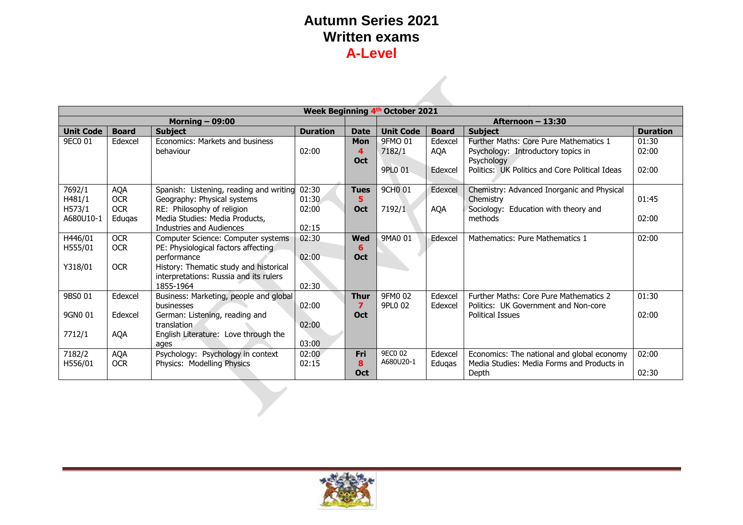# Autumn Series 2021
# Written exams
# A-Level

| Week Beginning 4th October 2021 | | | | | | | | |
|---|---|---|---|---|---|---|---|---|
| **Morning – 09:00** | | | | | **Afternoon – 13:30** | | | |
| **Unit Code** | **Board** | **Subject** | **Duration** | **Date** | **Unit Code** | **Board** | **Subject** | **Duration** |
| 9EC0 01 | Edexcel | Economics: Markets and business behaviour | 02:00 | **Mon 4 Oct** | 9FMO 01<br>7182/1<br>9PL0 01 | Edexcel<br>AQA<br>Edexcel | Further Maths: Core Pure Mathematics 1<br>Psychology: Introductory topics in Psychology<br>Politics: UK Politics and Core Political Ideas | 01:30<br>02:00<br>02:00 |
| 7692/1<br>H481/1<br>H573/1<br>A680U10-1 | AQA<br>OCR<br>OCR<br>Eduqas | Spanish: Listening, reading and writing<br>Geography: Physical systems<br>RE: Philosophy of religion<br>Media Studies: Media Products, Industries and Audiences | 02:30<br>01:30<br>02:00<br>02:15 | **Tues 5 Oct** | 9CH0 01<br>7192/1 | Edexcel<br>AQA | Chemistry: Advanced Inorganic and Physical Chemistry<br>Sociology: Education with theory and methods | 01:45<br>02:00 |
| H446/01<br>H555/01<br>Y318/01 | OCR<br>OCR<br>OCR | Computer Science: Computer systems<br>PE: Physiological factors affecting performance<br>History: Thematic study and historical interpretations: Russia and its rulers 1855-1964 | 02:30<br>02:00<br>02:30 | **Wed 6 Oct** | 9MA0 01 | Edexcel | Mathematics: Pure Mathematics 1 | 02:00 |
| 9BS0 01<br>9GN0 01<br>7712/1 | Edexcel<br>Edexcel<br>AQA | Business: Marketing, people and global businesses<br>German: Listening, reading and translation<br>English Literature: Love through the ages | 02:00<br>02:00<br>03:00 | **Thur 7 Oct** | 9FM0 02<br>9PL0 02 | Edexcel<br>Edexcel | Further Maths: Core Pure Mathematics 2<br>Politics: UK Government and Non-core Political Issues | 01:30<br>02:00 |
| 7182/2<br>H556/01 | AQA<br>OCR | Psychology: Psychology in context<br>Physics: Modelling Physics | 02:00<br>02:15 | **Fri 8 Oct** | 9EC0 02<br>A680U20-1 | Edexcel<br>Eduqas | Economics: The national and global economy<br>Media Studies: Media Forms and Products in Depth | 02:00<br>02:30 |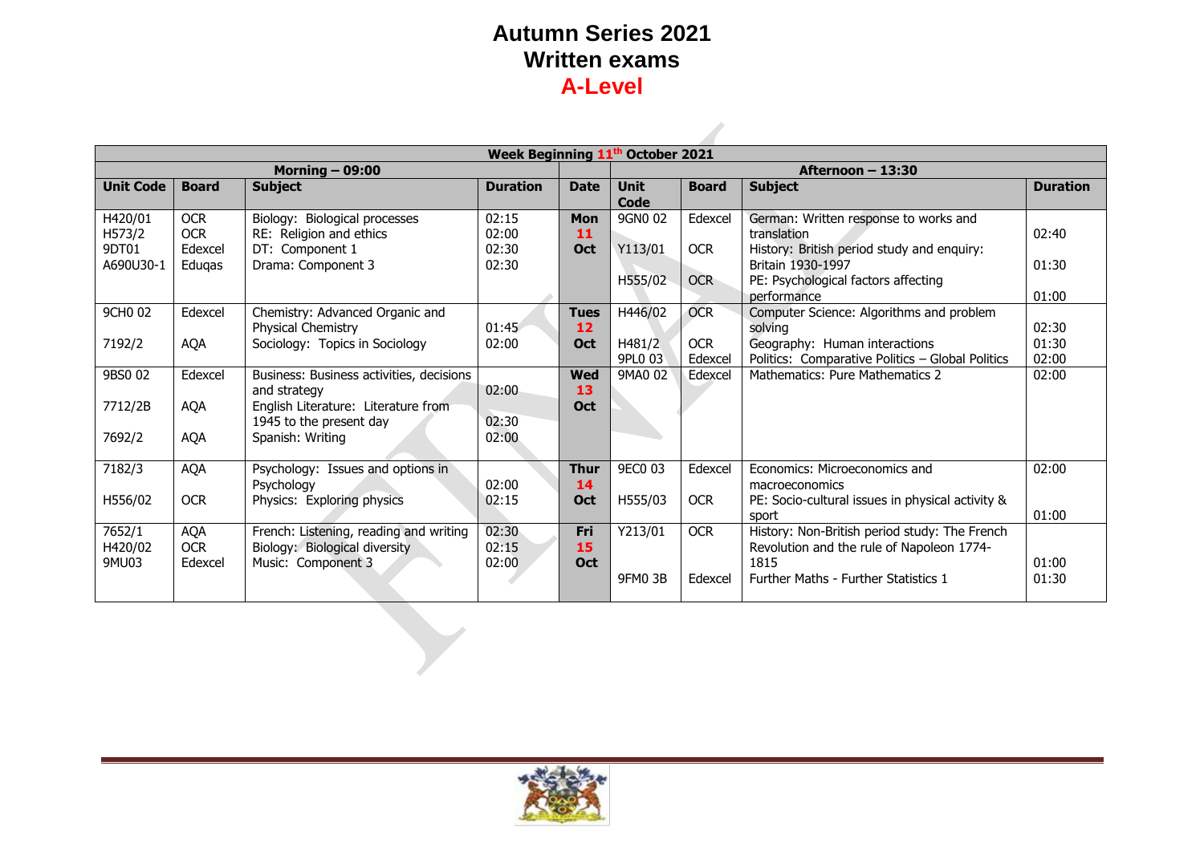# Autumn Series 2021
# Written exams
# A-Level

| Week Beginning 11th October 2021 | | | | | | | | |
|---|---|---|---|---|---|---|---|---|
| Morning – 09:00 | | | | | Afternoon – 13:30 | | | |
| **Unit Code** | **Board** | **Subject** | **Duration** | **Date** | **Unit Code** | **Board** | **Subject** | **Duration** |
| H420/01<br>H573/2<br>9DT01<br>A690U30-1 | OCR<br>OCR<br>Edexcel<br>Eduqas | Biology: Biological processes<br>RE: Religion and ethics<br>DT: Component 1<br>Drama: Component 3 | 02:15<br>02:00<br>02:30<br>02:30 | **Mon 11 Oct** | 9GN0 02<br>Y113/01<br>H555/02 | Edexcel<br>OCR<br>OCR | German: Written response to works and translation<br>History: British period study and enquiry: Britain 1930-1997<br>PE: Psychological factors affecting performance | 02:40<br>01:30<br>01:00 |
| 9CH0 02<br>7192/2 | Edexcel<br>AQA | Chemistry: Advanced Organic and Physical Chemistry<br>Sociology: Topics in Sociology | 01:45<br>02:00 | **Tues 12 Oct** | H446/02<br>H481/2<br>9PL0 03 | OCR<br>OCR<br>Edexcel | Computer Science: Algorithms and problem solving<br>Geography: Human interactions<br>Politics: Comparative Politics – Global Politics | 02:30<br>01:30<br>02:00 |
| 9BS0 02<br>7712/2B<br>7692/2 | Edexcel<br>AQA<br>AQA | Business: Business activities, decisions and strategy<br>English Literature: Literature from 1945 to the present day<br>Spanish: Writing | 02:00<br>02:30<br>02:00 | **Wed 13 Oct** | 9MA0 02 | Edexcel | Mathematics: Pure Mathematics 2 | 02:00 |
| 7182/3<br>H556/02 | AQA<br>OCR | Psychology: Issues and options in Psychology<br>Physics: Exploring physics | 02:00<br>02:15 | **Thur 14 Oct** | 9EC0 03<br>H555/03 | Edexcel<br>OCR | Economics: Microeconomics and macroeconomics<br>PE: Socio-cultural issues in physical activity & sport | 02:00<br>01:00 |
| 7652/1<br>H420/02<br>9MU03 | AQA<br>OCR<br>Edexcel | French: Listening, reading and writing<br>Biology: Biological diversity<br>Music: Component 3 | 02:30<br>02:15<br>02:00 | **Fri 15 Oct** | Y213/01<br>9FM0 3B | OCR<br>Edexcel | History: Non-British period study: The French Revolution and the rule of Napoleon 1774-1815<br>Further Maths - Further Statistics 1 | 01:00<br>01:30 |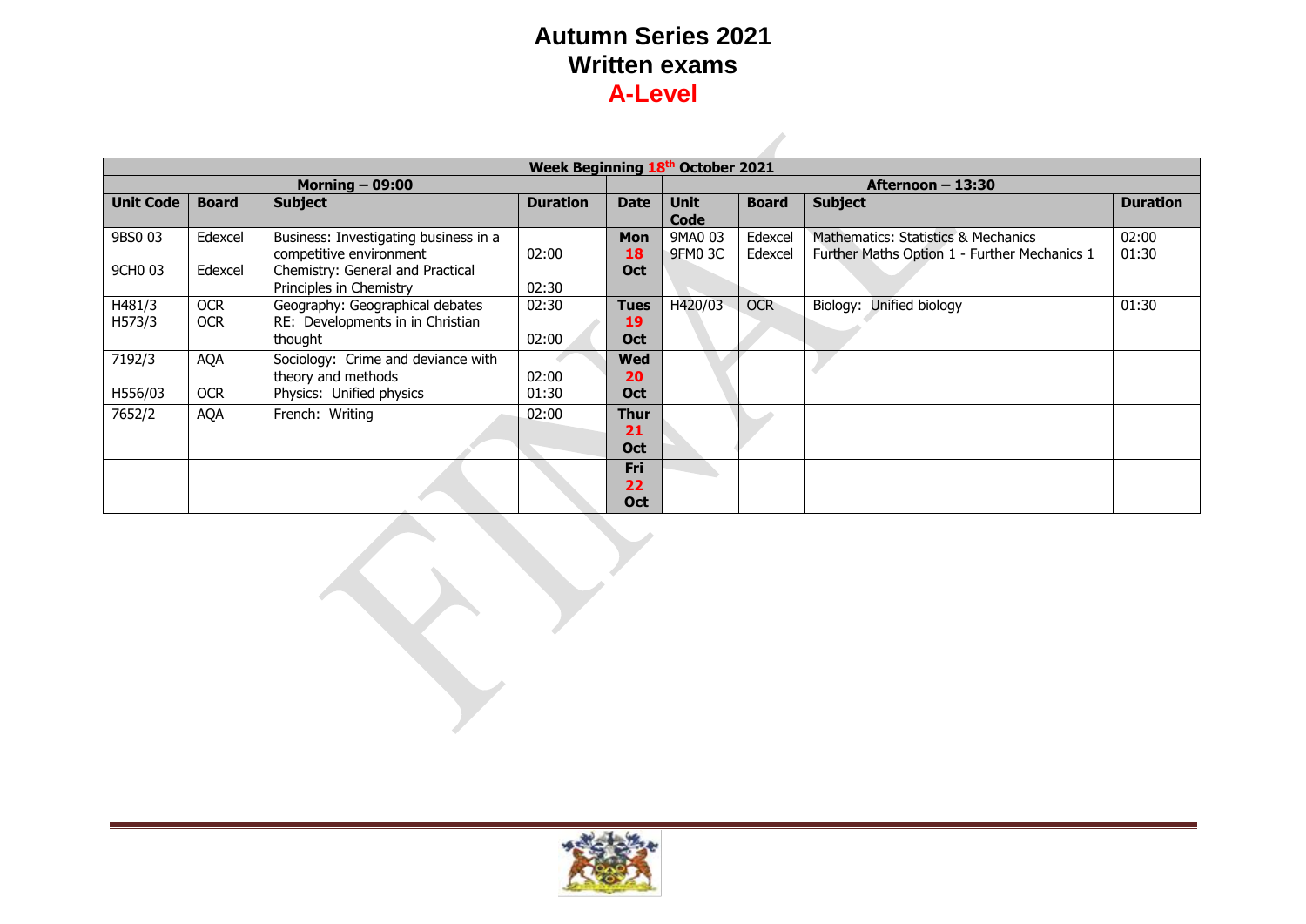# Autumn Series 2021
# Written exams
# A-Level

| Week Beginning 18th October 2021 | | | | | | | | |
|---|---|---|---|---|---|---|---|---|
| Morning – 09:00 | | | | | Afternoon – 13:30 | | | |
| **Unit Code** | **Board** | **Subject** | **Duration** | **Date** | **Unit Code** | **Board** | **Subject** | **Duration** |
| 9BS0 03<br>9CH0 03 | Edexcel<br>Edexcel | Business: Investigating business in a competitive environment<br>Chemistry: General and Practical Principles in Chemistry | 02:00<br>02:30 | **Mon 18 Oct** | 9MA0 03<br>9FM0 3C | Edexcel<br>Edexcel | Mathematics: Statistics & Mechanics<br>Further Maths Option 1 - Further Mechanics 1 | 02:00<br>01:30 |
| H481/3<br>H573/3 | OCR<br>OCR | Geography: Geographical debates<br>RE: Developments in in Christian thought | 02:30<br>02:00 | **Tues 19 Oct** | H420/03 | OCR | Biology: Unified biology | 01:30 |
| 7192/3<br>H556/03 | AQA<br>OCR | Sociology: Crime and deviance with theory and methods<br>Physics: Unified physics | 02:00<br>01:30 | **Wed 20 Oct** | | | | |
| 7652/2 | AQA | French: Writing | 02:00 | **Thur 21 Oct** | | | | |
| | | | | **Fri 22 Oct** | | | | |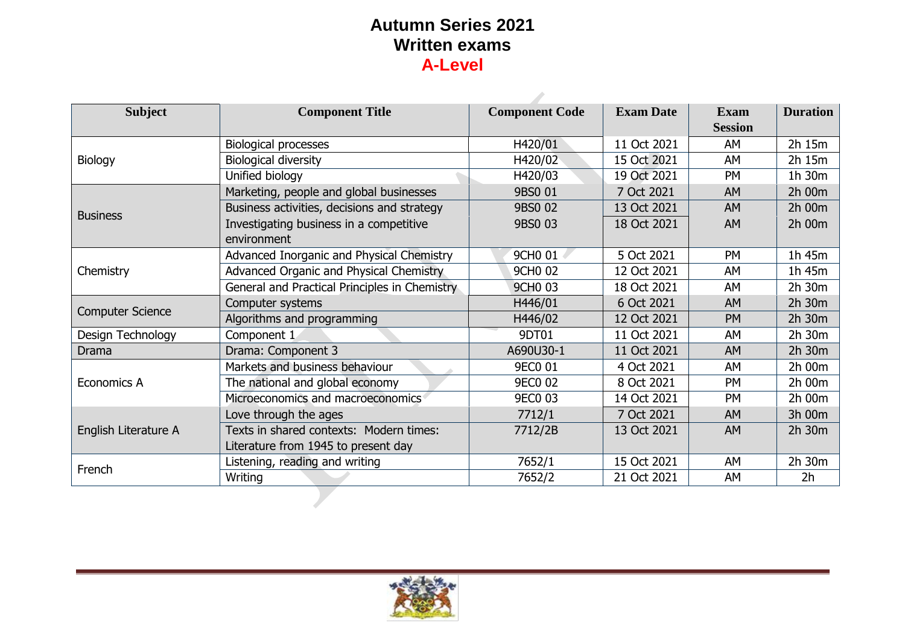# Autumn Series 2021
## Written exams
## A-Level

| Subject | Component Title | Component Code | Exam Date | Exam Session | Duration |
|---|---|---|---|---|---|
| Biology | Biological processes | H420/01 | 11 Oct 2021 | AM | 2h 15m |
| | Biological diversity | H420/02 | 15 Oct 2021 | AM | 2h 15m |
| | Unified biology | H420/03 | 19 Oct 2021 | PM | 1h 30m |
| Business | Marketing, people and global businesses | 9BS0 01 | 7 Oct 2021 | AM | 2h 00m |
| | Business activities, decisions and strategy | 9BS0 02 | 13 Oct 2021 | AM | 2h 00m |
| | Investigating business in a competitive environment | 9BS0 03 | 18 Oct 2021 | AM | 2h 00m |
| Chemistry | Advanced Inorganic and Physical Chemistry | 9CH0 01 | 5 Oct 2021 | PM | 1h 45m |
| | Advanced Organic and Physical Chemistry | 9CH0 02 | 12 Oct 2021 | AM | 1h 45m |
| | General and Practical Principles in Chemistry | 9CH0 03 | 18 Oct 2021 | AM | 2h 30m |
| Computer Science | Computer systems | H446/01 | 6 Oct 2021 | AM | 2h 30m |
| | Algorithms and programming | H446/02 | 12 Oct 2021 | PM | 2h 30m |
| Design Technology | Component 1 | 9DT01 | 11 Oct 2021 | AM | 2h 30m |
| Drama | Drama: Component 3 | A690U30-1 | 11 Oct 2021 | AM | 2h 30m |
| Economics A | Markets and business behaviour | 9EC0 01 | 4 Oct 2021 | AM | 2h 00m |
| | The national and global economy | 9EC0 02 | 8 Oct 2021 | PM | 2h 00m |
| | Microeconomics and macroeconomics | 9EC0 03 | 14 Oct 2021 | PM | 2h 00m |
| English Literature A | Love through the ages | 7712/1 | 7 Oct 2021 | AM | 3h 00m |
| | Texts in shared contexts: Modern times: Literature from 1945 to present day | 7712/2B | 13 Oct 2021 | AM | 2h 30m |
| French | Listening, reading and writing | 7652/1 | 15 Oct 2021 | AM | 2h 30m |
| | Writing | 7652/2 | 21 Oct 2021 | AM | 2h |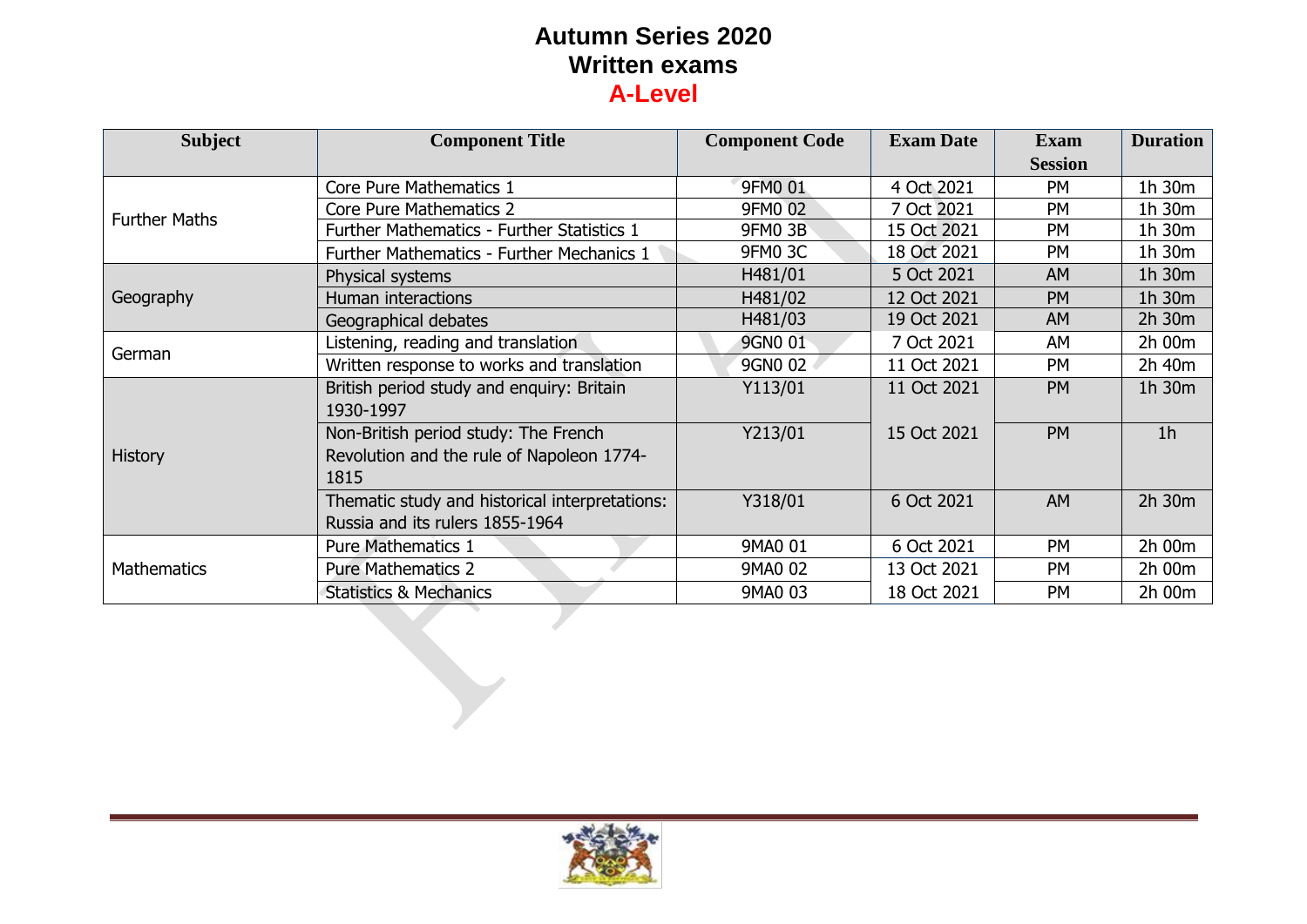# Autumn Series 2020
## Written exams
## A-Level

| Subject | Component Title | Component Code | Exam Date | Exam Session | Duration |
|---|---|---|---|---|---|
| Further Maths | Core Pure Mathematics 1 | 9FM0 01 | 4 Oct 2021 | PM | 1h 30m |
| | Core Pure Mathematics 2 | 9FM0 02 | 7 Oct 2021 | PM | 1h 30m |
| | Further Mathematics - Further Statistics 1 | 9FM0 3B | 15 Oct 2021 | PM | 1h 30m |
| | Further Mathematics - Further Mechanics 1 | 9FM0 3C | 18 Oct 2021 | PM | 1h 30m |
| Geography | Physical systems | H481/01 | 5 Oct 2021 | AM | 1h 30m |
| | Human interactions | H481/02 | 12 Oct 2021 | PM | 1h 30m |
| | Geographical debates | H481/03 | 19 Oct 2021 | AM | 2h 30m |
| German | Listening, reading and translation | 9GN0 01 | 7 Oct 2021 | AM | 2h 00m |
| | Written response to works and translation | 9GN0 02 | 11 Oct 2021 | PM | 2h 40m |
| History | British period study and enquiry: Britain 1930-1997 | Y113/01 | 11 Oct 2021 | PM | 1h 30m |
| | Non-British period study: The French Revolution and the rule of Napoleon 1774-1815 | Y213/01 | 15 Oct 2021 | PM | 1h |
| | Thematic study and historical interpretations: Russia and its rulers 1855-1964 | Y318/01 | 6 Oct 2021 | AM | 2h 30m |
| Mathematics | Pure Mathematics 1 | 9MA0 01 | 6 Oct 2021 | PM | 2h 00m |
| | Pure Mathematics 2 | 9MA0 02 | 13 Oct 2021 | PM | 2h 00m |
| | Statistics & Mechanics | 9MA0 03 | 18 Oct 2021 | PM | 2h 00m |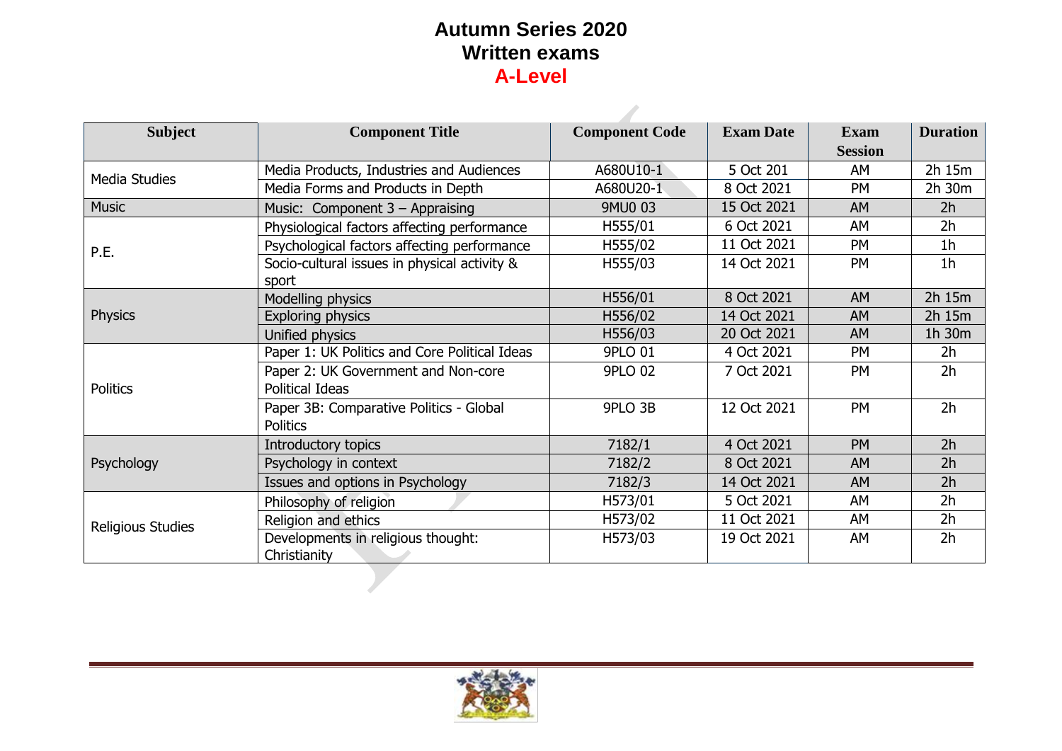# Autumn Series 2020
# Written exams
# A-Level

| Subject | Component Title | Component Code | Exam Date | Exam Session | Duration |
|---|---|---|---|---|---|
| Media Studies | Media Products, Industries and Audiences | A680U10-1 | 5 Oct 201 | AM | 2h 15m |
| | Media Forms and Products in Depth | A680U20-1 | 8 Oct 2021 | PM | 2h 30m |
| Music | Music: Component 3 – Appraising | 9MU0 03 | 15 Oct 2021 | AM | 2h |
| P.E. | Physiological factors affecting performance | H555/01 | 6 Oct 2021 | AM | 2h |
| | Psychological factors affecting performance | H555/02 | 11 Oct 2021 | PM | 1h |
| | Socio-cultural issues in physical activity & sport | H555/03 | 14 Oct 2021 | PM | 1h |
| Physics | Modelling physics | H556/01 | 8 Oct 2021 | AM | 2h 15m |
| | Exploring physics | H556/02 | 14 Oct 2021 | AM | 2h 15m |
| | Unified physics | H556/03 | 20 Oct 2021 | AM | 1h 30m |
| Politics | Paper 1: UK Politics and Core Political Ideas | 9PLO 01 | 4 Oct 2021 | PM | 2h |
| | Paper 2: UK Government and Non-core Political Ideas | 9PLO 02 | 7 Oct 2021 | PM | 2h |
| | Paper 3B: Comparative Politics - Global Politics | 9PLO 3B | 12 Oct 2021 | PM | 2h |
| Psychology | Introductory topics | 7182/1 | 4 Oct 2021 | PM | 2h |
| | Psychology in context | 7182/2 | 8 Oct 2021 | AM | 2h |
| | Issues and options in Psychology | 7182/3 | 14 Oct 2021 | AM | 2h |
| Religious Studies | Philosophy of religion | H573/01 | 5 Oct 2021 | AM | 2h |
| | Religion and ethics | H573/02 | 11 Oct 2021 | AM | 2h |
| | Developments in religious thought: Christianity | H573/03 | 19 Oct 2021 | AM | 2h |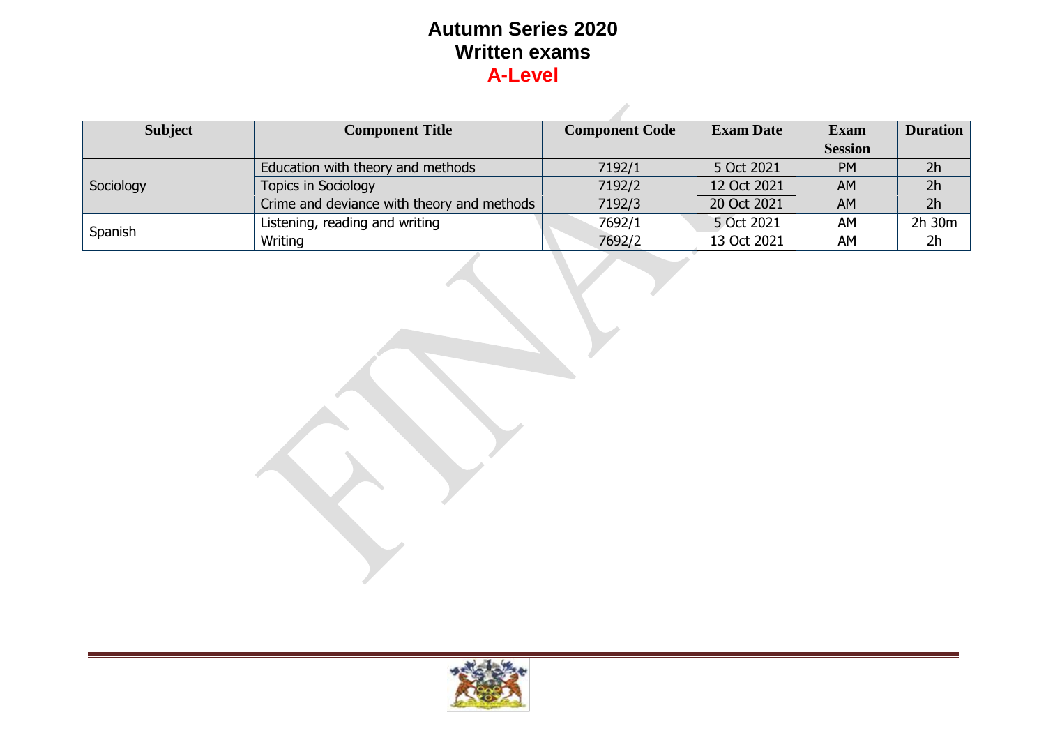# Autumn Series 2020
# Written exams
# A-Level

| Subject | Component Title | Component Code | Exam Date | Exam Session | Duration |
|---|---|---|---|---|---|
| Sociology | Education with theory and methods | 7192/1 | 5 Oct 2021 | PM | 2h |
| | Topics in Sociology | 7192/2 | 12 Oct 2021 | AM | 2h |
| | Crime and deviance with theory and methods | 7192/3 | 20 Oct 2021 | AM | 2h |
| Spanish | Listening, reading and writing | 7692/1 | 5 Oct 2021 | AM | 2h 30m |
| | Writing | 7692/2 | 13 Oct 2021 | AM | 2h |